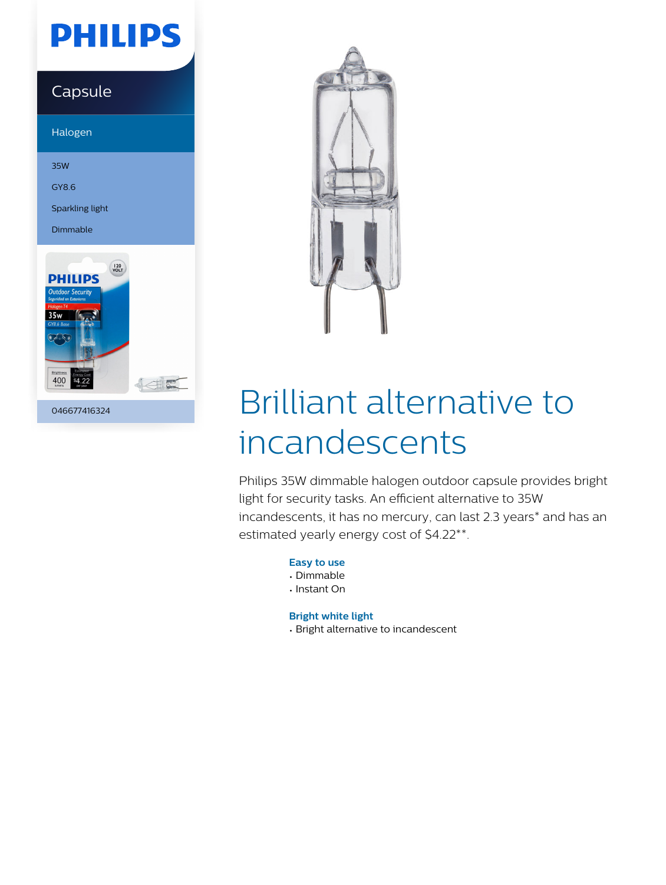# PHILIPS

## Capsule

### Halogen

35W

GY8.6

Sparkling light

Dimmable

046677416324

# Brilliant alternative to incandescents

Philips 35W dimmable halogen outdoor capsule provides bright light for security tasks. An efficient alternative to 35W incandescents, it has no mercury, can last 2.3 years* and has an estimated yearly energy cost of $4.22**.

**Easy to use**

- Dimmable
- Instant On

**Bright white light**

- Bright alternative to incandescent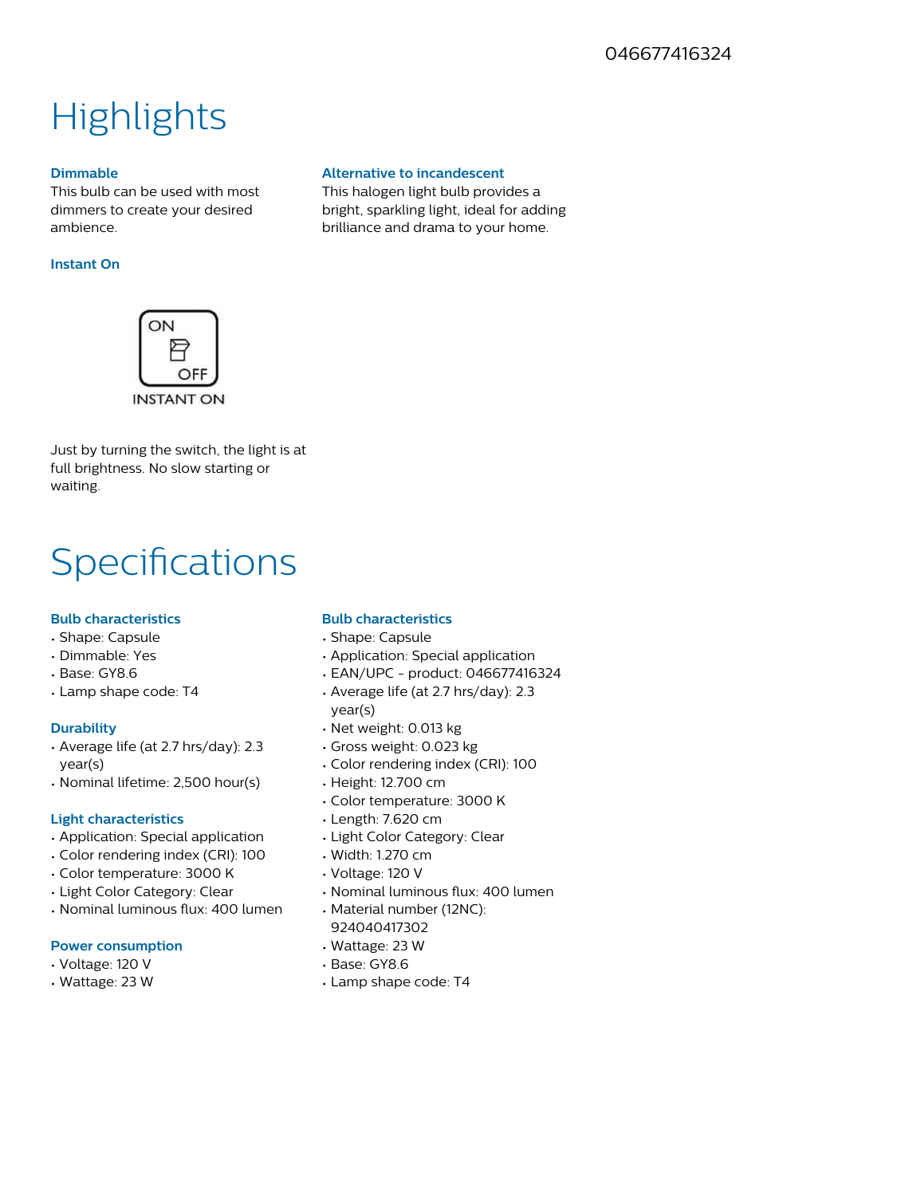046677416324

# Highlights

### Dimmable

This bulb can be used with most dimmers to create your desired ambience.

### Instant On

ON
OFF
INSTANT ON

Just by turning the switch, the light is at full brightness. No slow starting or waiting.

### Alternative to incandescent

This halogen light bulb provides a bright, sparkling light, ideal for adding brilliance and drama to your home.

# Specifications

### Bulb characteristics

- Shape: Capsule
- Dimmable: Yes
- Base: GY8.6
- Lamp shape code: T4

### Durability

- Average life (at 2.7 hrs/day): 2.3 year(s)
- Nominal lifetime: 2,500 hour(s)

### Light characteristics

- Application: Special application
- Color rendering index (CRI): 100
- Color temperature: 3000 K
- Light Color Category: Clear
- Nominal luminous flux: 400 lumen

### Power consumption

- Voltage: 120 V
- Wattage: 23 W

### Bulb characteristics

- Shape: Capsule
- Application: Special application
- EAN/UPC - product: 046677416324
- Average life (at 2.7 hrs/day): 2.3 year(s)
- Net weight: 0.013 kg
- Gross weight: 0.023 kg
- Color rendering index (CRI): 100
- Height: 12.700 cm
- Color temperature: 3000 K
- Length: 7.620 cm
- Light Color Category: Clear
- Width: 1.270 cm
- Voltage: 120 V
- Nominal luminous flux: 400 lumen
- Material number (12NC): 924040417302
- Wattage: 23 W
- Base: GY8.6
- Lamp shape code: T4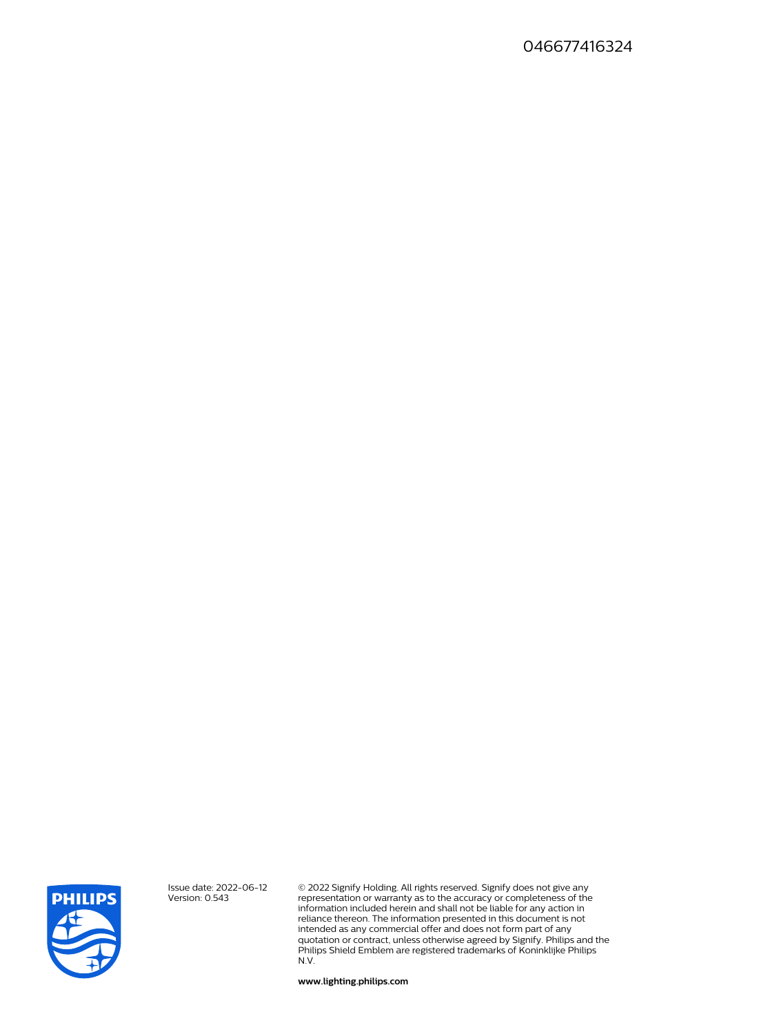046677416324

Issue date: 2022-06-12
Version: 0.543

© 2022 Signify Holding. All rights reserved. Signify does not give any representation or warranty as to the accuracy or completeness of the information included herein and shall not be liable for any action in reliance thereon. The information presented in this document is not intended as any commercial offer and does not form part of any quotation or contract, unless otherwise agreed by Signify. Philips and the Philips Shield Emblem are registered trademarks of Koninklijke Philips N.V.

**www.lighting.philips.com**